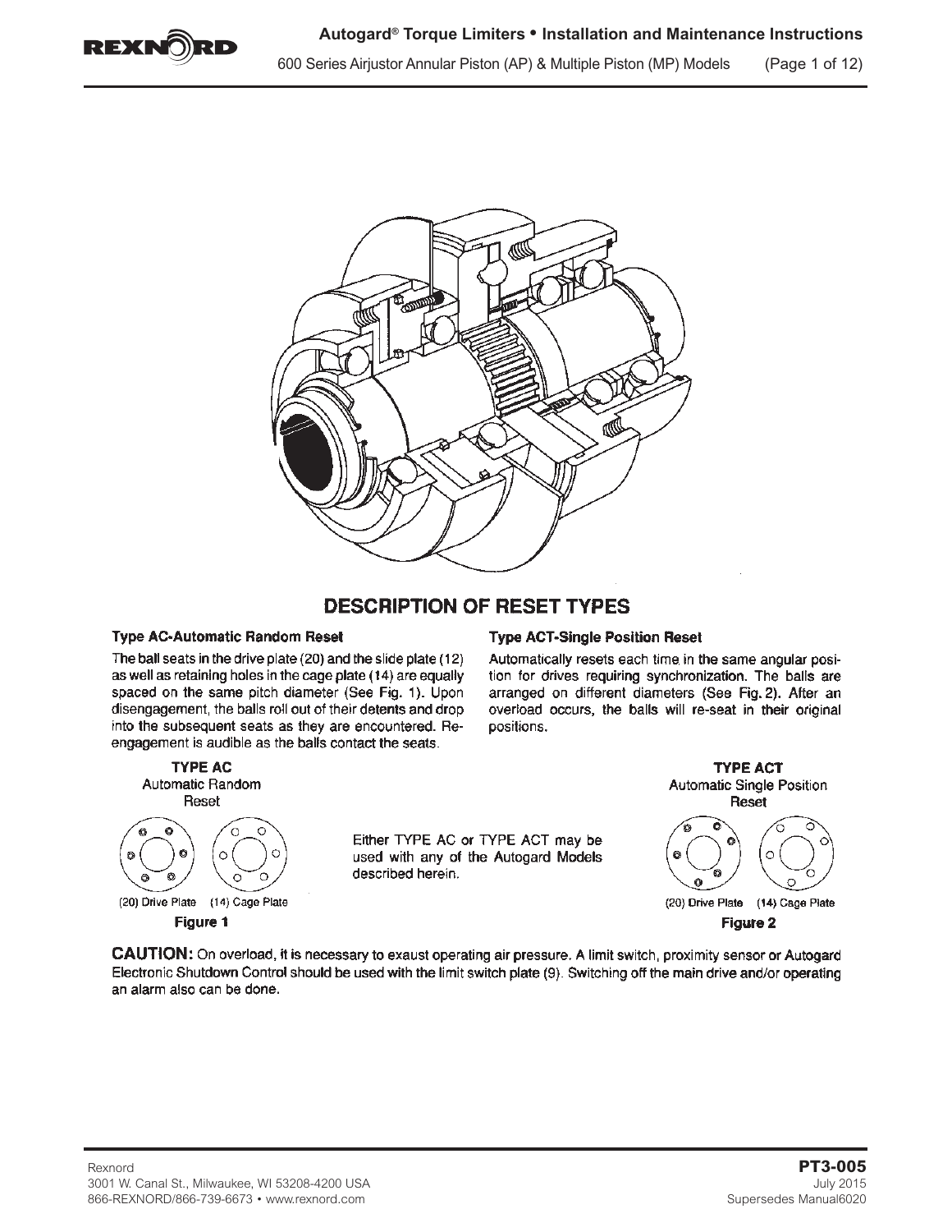# Autogard® Torque Limiters • Installation and Maintenance Instructions

600 Series Airjustor Annular Piston (AP) & Multiple Piston (MP) Models

## DESCRIPTION OF RESET TYPES

### Type AC-Automatic Random Reset

The ball seats in the drive plate (20) and the slide plate (12) as well as retaining holes in the cage plate (14) are equally spaced on the same pitch diameter (See Fig. 1). Upon disengagement, the balls roll out of their detents and drop into the subsequent seats as they are encountered. Re-engagement is audible as the balls contact the seats.

### Type ACT-Single Position Reset

Automatically resets each time in the same angular position for drives requiring synchronization. The balls are arranged on different diameters (See Fig. 2). After an overload occurs, the balls will re-seat in their original positions.

**TYPE AC**
Automatic Random Reset

(20) Drive Plate (14) Cage Plate

**Figure 1**

Either TYPE AC or TYPE ACT may be used with any of the Autogard Models described herein.

**TYPE ACT**
Automatic Single Position Reset

(20) Drive Plate (14) Cage Plate

**Figure 2**

**CAUTION:** On overload, it is necessary to exaust operating air pressure. A limit switch, proximity sensor or Autogard Electronic Shutdown Control should be used with the limit switch plate (9). Switching off the main drive and/or operating an alarm also can be done.

Rexnord
3001 W. Canal St., Milwaukee, WI 53208-4200 USA
866-REXNORD/866-739-6673 • www.rexnord.com

**PT3-005**
July 2015
Supersedes Manual6020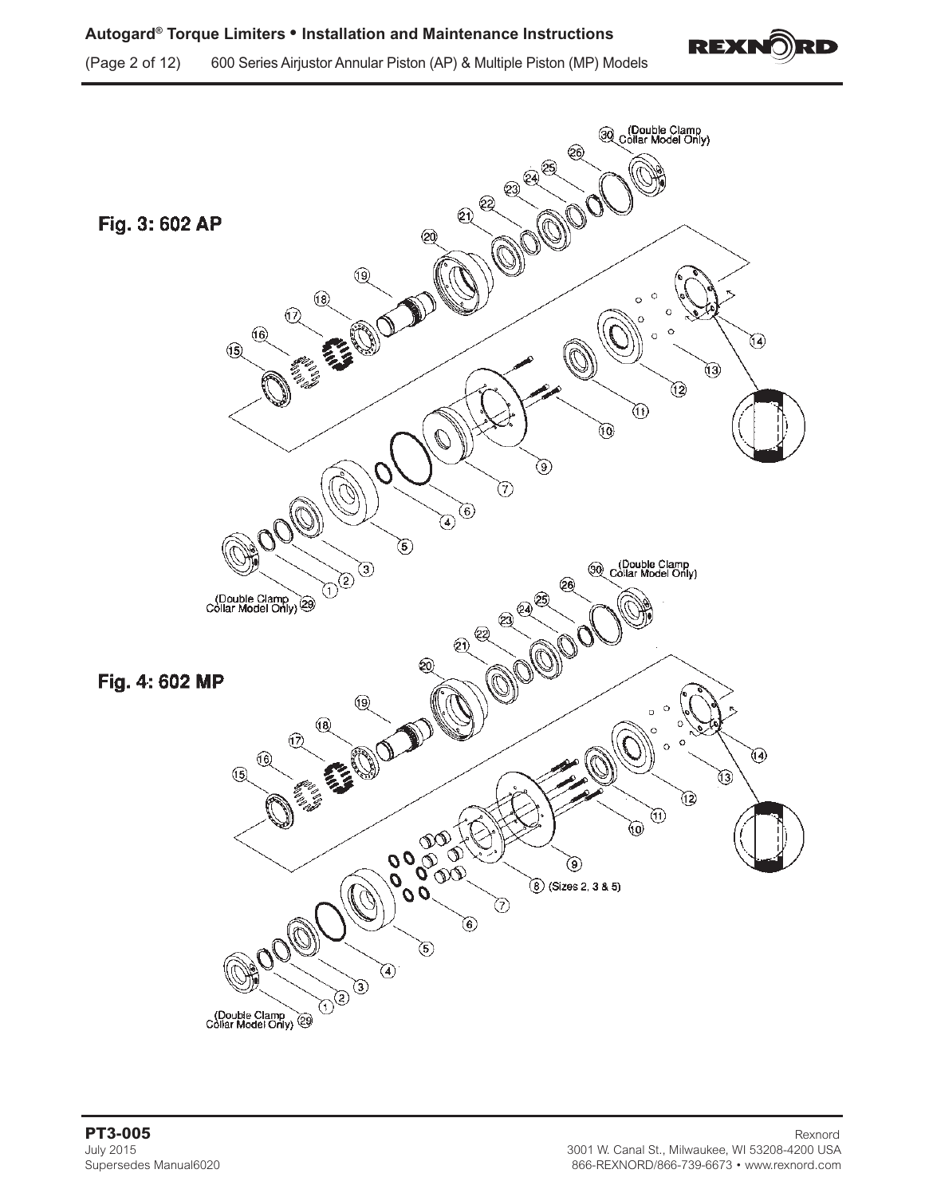Fig. 3: 602 AP

(Double Clamp Collar Model Only) 30

(Double Clamp Collar Model Only) 29

Fig. 4: 602 MP

(Double Clamp Collar Model Only) 30

8 (Sizes 2, 3 & 5)

(Double Clamp Collar Model Only) 29

**PT3-005**
July 2015
Supersedes Manual6020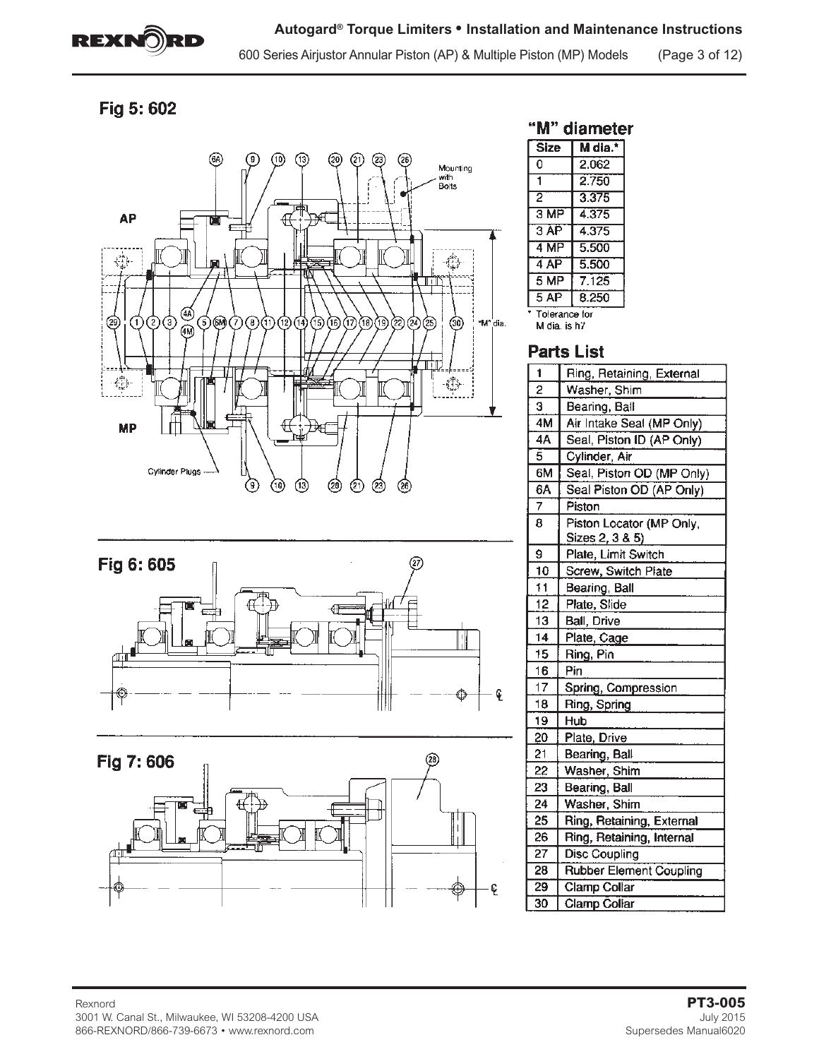## Fig 5: 602

AP

MP

Mounting with Bolts

Cylinder Plugs

"M" dia.

## Fig 6: 605

## Fig 7: 606

## "M" diameter

| Size | M dia.* |
|---|---|
| 0 | 2.062 |
| 1 | 2.750 |
| 2 | 3.375 |
| 3 MP | 4.375 |
| 3 AP | 4.375 |
| 4 MP | 5.500 |
| 4 AP | 5.500 |
| 5 MP | 7.125 |
| 5 AP | 8.250 |

\* Tolerance for M dia. is h7

## Parts List

| | |
|---|---|
| 1 | Ring, Retaining, External |
| 2 | Washer, Shim |
| 3 | Bearing, Ball |
| 4M | Air Intake Seal (MP Only) |
| 4A | Seal, Piston ID (AP Only) |
| 5 | Cylinder, Air |
| 6M | Seal, Piston OD (MP Only) |
| 6A | Seal Piston OD (AP Only) |
| 7 | Piston |
| 8 | Piston Locator (MP Only, Sizes 2, 3 & 5) |
| 9 | Plate, Limit Switch |
| 10 | Screw, Switch Plate |
| 11 | Bearing, Ball |
| 12 | Plate, Slide |
| 13 | Ball, Drive |
| 14 | Plate, Cage |
| 15 | Ring, Pin |
| 16 | Pin |
| 17 | Spring, Compression |
| 18 | Ring, Spring |
| 19 | Hub |
| 20 | Plate, Drive |
| 21 | Bearing, Ball |
| 22 | Washer, Shim |
| 23 | Bearing, Ball |
| 24 | Washer, Shim |
| 25 | Ring, Retaining, External |
| 26 | Ring, Retaining, Internal |
| 27 | Disc Coupling |
| 28 | Rubber Element Coupling |
| 29 | Clamp Collar |
| 30 | Clamp Collar |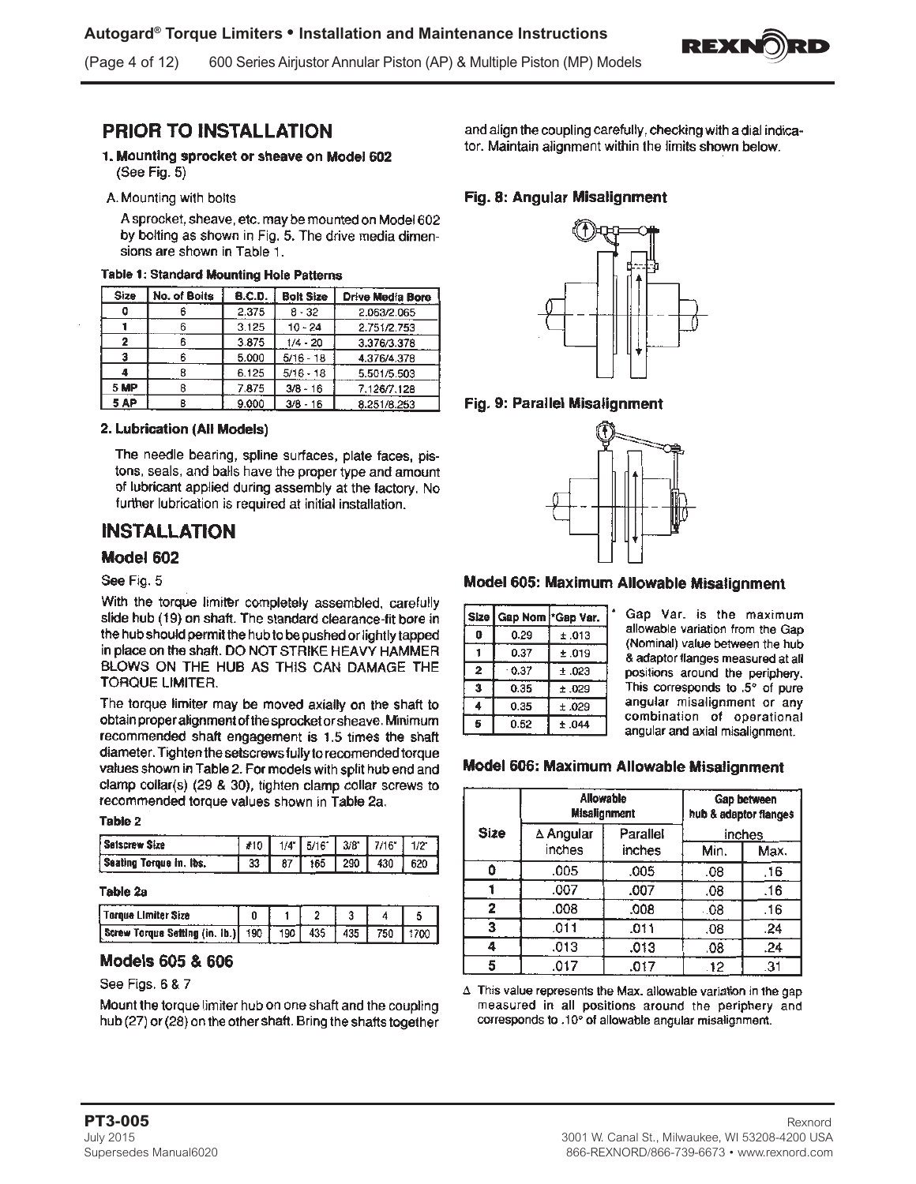## PRIOR TO INSTALLATION

**1. Mounting sprocket or sheave on Model 602** (See Fig. 5)

A. Mounting with bolts

A sprocket, sheave, etc. may be mounted on Model 602 by bolting as shown in Fig. 5. The drive media dimensions are shown in Table 1.

**Table 1: Standard Mounting Hole Patterns**

| Size | No. of Bolts | B.C.D. | Bolt Size | Drive Media Bore |
|---|---|---|---|---|
| 0 | 6 | 2.375 | 8 - 32 | 2.063/2.065 |
| 1 | 6 | 3.125 | 10 - 24 | 2.751/2.753 |
| 2 | 6 | 3.875 | 1/4 - 20 | 3.376/3.378 |
| 3 | 6 | 5.000 | 5/16 - 18 | 4.376/4.378 |
| 4 | 8 | 6.125 | 5/16 - 18 | 5.501/5.503 |
| 5 MP | 8 | 7.875 | 3/8 - 16 | 7.126/7.128 |
| 5 AP | 8 | 9.000 | 3/8 - 16 | 8.251/8.253 |

**2. Lubrication (All Models)**

The needle bearing, spline surfaces, plate faces, pistons, seals, and balls have the proper type and amount of lubricant applied during assembly at the factory. No further lubrication is required at initial installation.

## INSTALLATION

### Model 602

See Fig. 5

With the torque limiter completely assembled, carefully slide hub (19) on shaft. The standard clearance-fit bore in the hub should permit the hub to be pushed or lightly tapped in place on the shaft. DO NOT STRIKE HEAVY HAMMER BLOWS ON THE HUB AS THIS CAN DAMAGE THE TORQUE LIMITER.

The torque limiter may be moved axially on the shaft to obtain proper alignment of the sprocket or sheave. Minimum recommended shaft engagement is 1.5 times the shaft diameter. Tighten the setscrews fully to recomended torque values shown in Table 2. For models with split hub end and clamp collar(s) (29 & 30), tighten clamp collar screws to recommended torque values shown in Table 2a.

**Table 2**

| Setscrew Size | #10 | 1/4" | 5/16" | 3/8" | 7/16" | 1/2" |
|---|---|---|---|---|---|---|
| Seating Torque In. lbs. | 33 | 87 | 165 | 290 | 430 | 620 |

**Table 2a**

| Torque Limiter Size | 0 | 1 | 2 | 3 | 4 | 5 |
|---|---|---|---|---|---|---|
| Screw Torque Setting (in. lb.) | 190 | 190 | 435 | 435 | 750 | 1700 |

### Models 605 & 606

See Figs. 6 & 7

Mount the torque limiter hub on one shaft and the coupling hub (27) or (28) on the other shaft. Bring the shafts together and align the coupling carefully, checking with a dial indicator. Maintain alignment within the limits shown below.

**Fig. 8: Angular Misalignment**

**Fig. 9: Parallel Misalignment**

### Model 605: Maximum Allowable Misalignment

| Size | Gap Nom | *Gap Var. |
|---|---|---|
| 0 | 0.29 | ± .013 |
| 1 | 0.37 | ± .019 |
| 2 | 0.37 | ± .023 |
| 3 | 0.35 | ± .029 |
| 4 | 0.35 | ± .029 |
| 5 | 0.52 | ± .044 |

* Gap Var. is the maximum allowable variation from the Gap (Nominal) value between the hub & adaptor flanges measured at all positions around the periphery. This corresponds to .5° of pure angular misalignment or any combination of operational angular and axial misalignment.

### Model 606: Maximum Allowable Misalignment

| Size | Allowable Misalignment | | Gap between hub & adaptor flanges | |
|---|---|---|---|---|
| | Δ Angular inches | Parallel inches | inches Min. | Max. |
| 0 | .005 | .005 | .08 | .16 |
| 1 | .007 | .007 | .08 | .16 |
| 2 | .008 | .008 | .08 | .16 |
| 3 | .011 | .011 | .08 | .24 |
| 4 | .013 | .013 | .08 | .24 |
| 5 | .017 | .017 | .12 | .31 |

Δ This value represents the Max. allowable variation in the gap measured in all positions around the periphery and corresponds to .10° of allowable angular misalignment.

PT3-005
July 2015
Supersedes Manual6020

Rexnord
3001 W. Canal St., Milwaukee, WI 53208-4200 USA
866-REXNORD/866-739-6673 • www.rexnord.com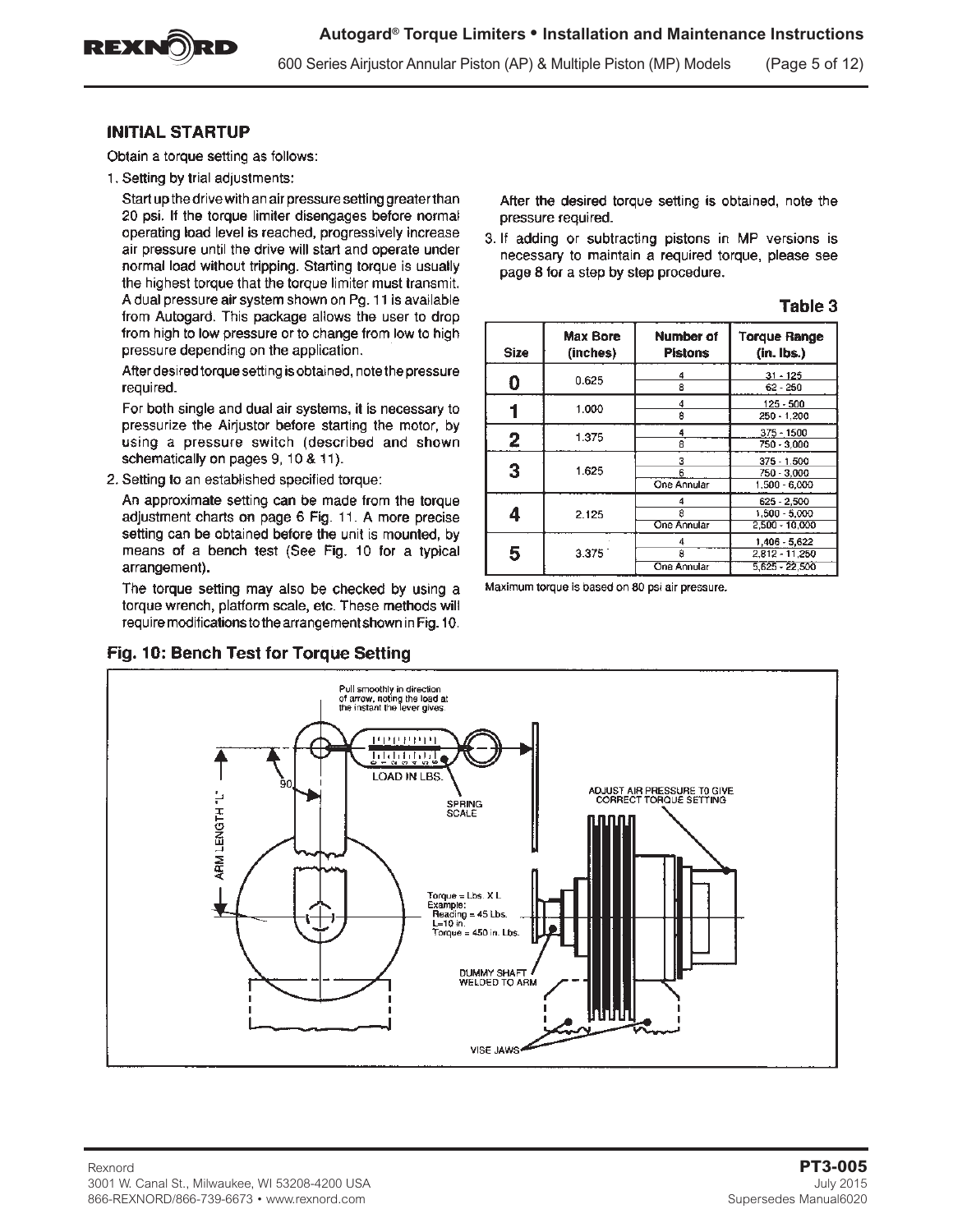## INITIAL STARTUP

Obtain a torque setting as follows:

1. Setting by trial adjustments:

   Start up the drive with an air pressure setting greater than 20 psi. If the torque limiter disengages before normal operating load level is reached, progressively increase air pressure until the drive will start and operate under normal load without tripping. Starting torque is usually the highest torque that the torque limiter must transmit. A dual pressure air system shown on Pg. 11 is available from Autogard. This package allows the user to drop from high to low pressure or to change from low to high pressure depending on the application.

   After desired torque setting is obtained, note the pressure required.

   For both single and dual air systems, it is necessary to pressurize the Airjustor before starting the motor, by using a pressure switch (described and shown schematically on pages 9, 10 & 11).

2. Setting to an established specified torque:

   An approximate setting can be made from the torque adjustment charts on page 6 Fig. 11. A more precise setting can be obtained before the unit is mounted, by means of a bench test (See Fig. 10 for a typical arrangement).

   The torque setting may also be checked by using a torque wrench, platform scale, etc. These methods will require modifications to the arrangement shown in Fig. 10.

   After the desired torque setting is obtained, note the pressure required.

3. If adding or subtracting pistons in MP versions is necessary to maintain a required torque, please see page 8 for a step by step procedure.

**Table 3**

| Size | Max Bore (inches) | Number of Pistons | Torque Range (in. lbs.) |
|---|---|---|---|
| 0 | 0.625 | 4 | 31 - 125 |
| | | 8 | 62 - 250 |
| 1 | 1.000 | 4 | 125 - 500 |
| | | 8 | 250 - 1,200 |
| 2 | 1.375 | 4 | 375 - 1500 |
| | | 8 | 750 - 3,000 |
| 3 | 1.625 | 3 | 375 - 1.500 |
| | | 6 | 750 - 3,000 |
| | | One Annular | 1,500 - 6,000 |
| 4 | 2.125 | 4 | 625 - 2,500 |
| | | 8 | 1,500 - 5,000 |
| | | One Annular | 2,500 - 10,000 |
| 5 | 3.375 | 4 | 1,406 - 5,622 |
| | | 8 | 2,812 - 11,250 |
| | | One Annular | 5,625 - 22,500 |

Maximum torque is based on 80 psi air pressure.

**Fig. 10: Bench Test for Torque Setting**

Pull smoothly in direction of arrow, noting the load at the instant the lever gives.

LOAD IN LBS.

SPRING SCALE

90°

ARM LENGTH "L"

ADJUST AIR PRESSURE TO GIVE CORRECT TORQUE SETTING

Torque = Lbs. X L
Example:
Reading = 45 Lbs.
L=10 in.
Torque = 450 in. Lbs.

DUMMY SHAFT WELDED TO ARM

VISE JAWS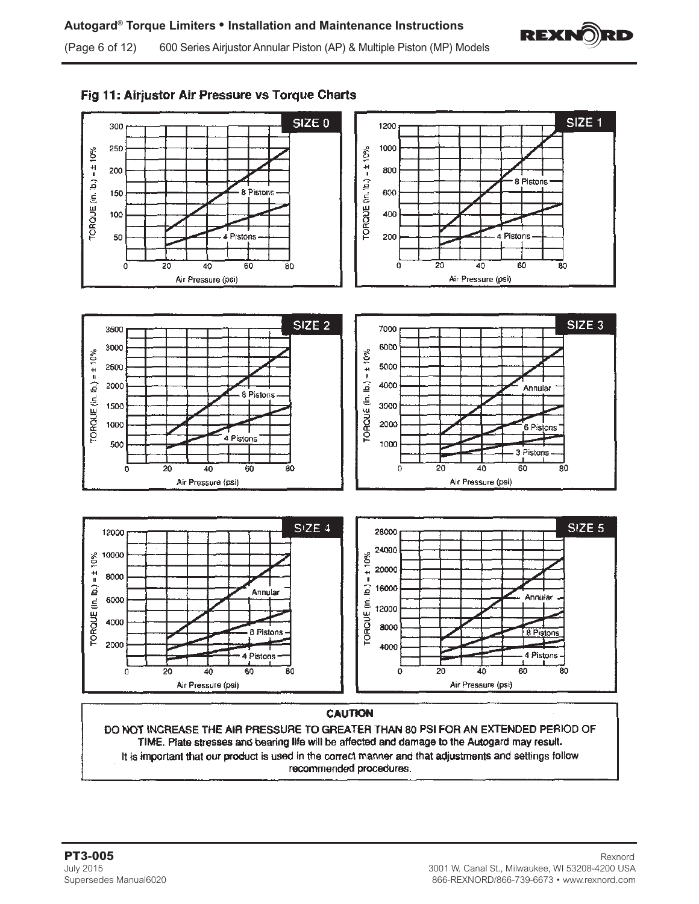## Fig 11: Airjustor Air Pressure vs Torque Charts

SIZE 0

TORQUE (in. lb.) = ± 10%

300, 250, 200, 150, 100, 50

8 Pistons

4 Pistons

0, 20, 40, 60, 80

Air Pressure (psi)

SIZE 1

TORQUE (in. lb.) = ± 10%

1200, 1000, 800, 600, 400, 200

8 Pistons

4 Pistons

0, 20, 40, 60, 80

Air Pressure (psi)

SIZE 2

TORQUE (in. lb.) = ± 10%

3500, 3000, 2500, 2000, 1500, 1000, 500

8 Pistons

4 Pistons

0, 20, 40, 60, 80

Air Pressure (psi)

SIZE 3

TORQUE (in. lb.) = ± 10%

7000, 6000, 5000, 4000, 3000, 2000, 1000

Annular

6 Pistons

3 Pistons

0, 20, 40, 60, 80

Air Pressure (psi)

SIZE 4

TORQUE (in. lb.) = ± 10%

12000, 10000, 8000, 6000, 4000, 2000

Annular

8 Pistons

4 Pistons

0, 20, 40, 60, 80

Air Pressure (psi)

SIZE 5

TORQUE (in. lb.) = ± 10%

28000, 24000, 20000, 16000, 12000, 8000, 4000

Annular

8 Pistons

4 Pistons

0, 20, 40, 60, 80

Air Pressure (psi)

**CAUTION**

**DO NOT INCREASE THE AIR PRESSURE TO GREATER THAN 80 PSI FOR AN EXTENDED PERIOD OF TIME. Plate stresses and bearing life will be affected and damage to the Autogard may result.**

It is important that our product is used in the correct manner and that adjustments and settings follow recommended procedures.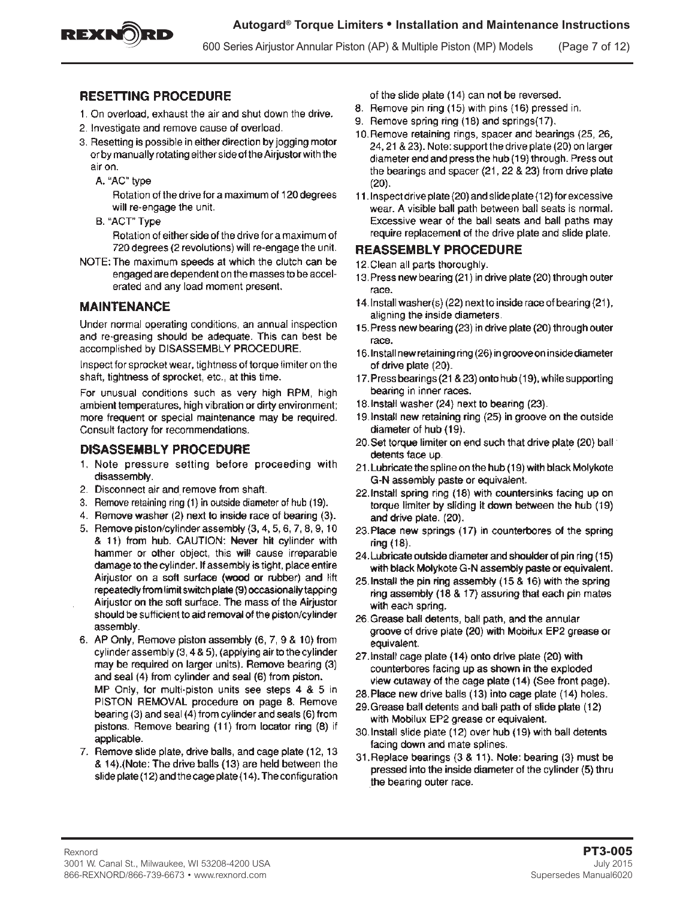## RESETTING PROCEDURE

1. On overload, exhaust the air and shut down the drive.
2. Investigate and remove cause of overload.
3. Resetting is possible in either direction by jogging motor or by manually rotating either side of the Airjustor with the air on.
   - A. "AC" type

     Rotation of the drive for a maximum of 120 degrees will re-engage the unit.
   - B. "ACT" Type

     Rotation of either side of the drive for a maximum of 720 degrees (2 revolutions) will re-engage the unit.

NOTE: The maximum speeds at which the clutch can be engaged are dependent on the masses to be accelerated and any load moment present.

## MAINTENANCE

Under normal operating conditions, an annual inspection and re-greasing should be adequate. This can best be accomplished by DISASSEMBLY PROCEDURE.

Inspect for sprocket wear, tightness of torque limiter on the shaft, tightness of sprocket, etc., at this time.

For unusual conditions such as very high RPM, high ambient temperatures, high vibration or dirty environment; more frequent or special maintenance may be required. Consult factory for recommendations.

## DISASSEMBLY PROCEDURE

1. Note pressure setting before proceeding with disassembly.
2. Disconnect air and remove from shaft.
3. Remove retaining ring (1) in outside diameter of hub (19).
4. Remove washer (2) next to inside race of bearing (3).
5. Remove piston/cylinder assembly (3, 4, 5, 6, 7, 8, 9, 10 & 11) from hub. CAUTION: Never hit cylinder with hammer or other object, this will cause irreparable damage to the cylinder. If assembly is tight, place entire Airjustor on a soft surface (wood or rubber) and lift repeatedly from limit switch plate (9) occasionally tapping Airjustor on the soft surface. The mass of the Airjustor should be sufficient to aid removal of the piston/cylinder assembly.
6. AP Only, Remove piston assembly (6, 7, 9 & 10) from cylinder assembly (3, 4 & 5), (applying air to the cylinder may be required on larger units). Remove bearing (3) and seal (4) from cylinder and seal (6) from piston.

   MP Only, for multi-piston units see steps 4 & 5 in PISTON REMOVAL procedure on page 8. Remove bearing (3) and seal (4) from cylinder and seals (6) from pistons. Remove bearing (11) from locator ring (8) if applicable.
7. Remove slide plate, drive balls, and cage plate (12, 13 & 14).(Note: The drive balls (13) are held between the slide plate (12) and the cage plate (14). The configuration of the slide plate (14) can not be reversed.
8. Remove pin ring (15) with pins (16) pressed in.
9. Remove spring ring (18) and springs(17).
10. Remove retaining rings, spacer and bearings (25, 26, 24, 21 & 23). Note: support the drive plate (20) on larger diameter end and press the hub (19) through. Press out the bearings and spacer (21, 22 & 23) from drive plate (20).
11. Inspect drive plate (20) and slide plate (12) for excessive wear. A visible ball path between ball seats is normal. Excessive wear of the ball seats and ball paths may require replacement of the drive plate and slide plate.

## REASSEMBLY PROCEDURE

12. Clean all parts thoroughly.
13. Press new bearing (21) in drive plate (20) through outer race.
14. Install washer(s) (22) next to inside race of bearing (21), aligning the inside diameters.
15. Press new bearing (23) in drive plate (20) through outer race.
16. Install new retaining ring (26) in groove on inside diameter of drive plate (20).
17. Press bearings (21 & 23) onto hub (19), while supporting bearing in inner races.
18. Install washer (24) next to bearing (23).
19. Install new retaining ring (25) in groove on the outside diameter of hub (19).
20. Set torque limiter on end such that drive plate (20) ball detents face up.
21. Lubricate the spline on the hub (19) with black Molykote G-N assembly paste or equivalent.
22. Install spring ring (18) with countersinks facing up on torque limiter by sliding it down between the hub (19) and drive plate. (20).
23. Place new springs (17) in counterbores of the spring ring (18).
24. Lubricate outside diameter and shoulder of pin ring (15) with black Molykote G-N assembly paste or equivalent.
25. Install the pin ring assembly (15 & 16) with the spring ring assembly (18 & 17) assuring that each pin mates with each spring.
26. Grease ball detents, ball path, and the annular groove of drive plate (20) with Mobilux EP2 grease or equivalent.
27. Install cage plate (14) onto drive plate (20) with counterbores facing up as shown in the exploded view cutaway of the cage plate (14) (See front page).
28. Place new drive balls (13) into cage plate (14) holes.
29. Grease ball detents and ball path of slide plate (12) with Mobilux EP2 grease or equivalent.
30. Install slide plate (12) over hub (19) with ball detents facing down and mate splines.
31. Replace bearings (3 & 11). Note: bearing (3) must be pressed into the inside diameter of the cylinder (5) thru the bearing outer race.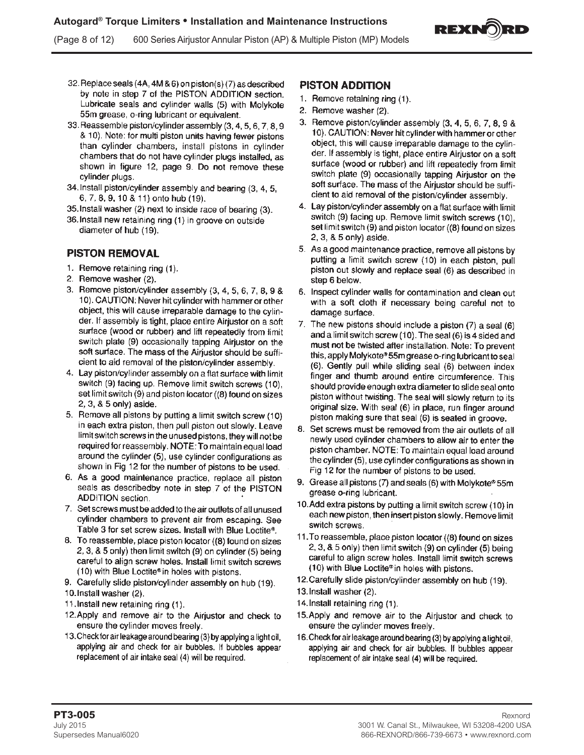32. Replace seals (4A, 4M & 6) on piston(s) (7) as described by note in step 7 of the PISTON ADDITION section. Lubricate seals and cylinder walls (5) with Molykote 55m grease, o-ring lubricant or equivalent.
33. Reassemble piston/cylinder assembly (3, 4, 5, 6, 7, 8, 9 & 10). Note: for multi piston units having fewer pistons than cylinder chambers, install pistons in cylinder chambers that do not have cylinder plugs installed, as shown in figure 12, page 9. Do not remove these cylinder plugs.
34. Install piston/cylinder assembly and bearing (3, 4, 5, 6, 7, 8, 9, 10 & 11) onto hub (19).
35. Install washer (2) next to inside race of bearing (3).
36. Install new retaining ring (1) in groove on outside diameter of hub (19).

## PISTON REMOVAL

1. Remove retaining ring (1).
2. Remove washer (2).
3. Remove piston/cylinder assembly (3, 4, 5, 6, 7, 8, 9 & 10). CAUTION: Never hit cylinder with hammer or other object, this will cause irreparable damage to the cylinder. If assembly is tight, place entire Airjustor on a soft surface (wood or rubber) and lift repeatedly from limit switch plate (9) occasionally tapping Airjustor on the soft surface. The mass of the Airjustor should be sufficient to aid removal of the piston/cylinder assembly.
4. Lay piston/cylinder assembly on a flat surface with limit switch (9) facing up. Remove limit switch screws (10), set limit switch (9) and piston locator ((8) found on sizes 2, 3, & 5 only) aside.
5. Remove all pistons by putting a limit switch screw (10) in each extra piston, then pull piston out slowly. Leave limit switch screws in the unused pistons, they will not be required for reassembly. NOTE: To maintain equal load around the cylinder (5), use cylinder configurations as shown in Fig 12 for the number of pistons to be used.
6. As a good maintenance practice, replace all piston seals as describedby note in step 7 of the PISTON ADDITION section.
7. Set screws must be added to the air outlets of all unused cylinder chambers to prevent air from escaping. See Table 3 for set screw sizes. Install with Blue Loctite®.
8. To reassemble, place piston locator ((8) found on sizes 2, 3, & 5 only) then limit switch (9) on cylinder (5) being careful to align screw holes. Install limit switch screws (10) with Blue Loctite® in holes with pistons.
9. Carefully slide piston/cylinder assembly on hub (19).
10. Install washer (2).
11. Install new retaining ring (1).
12. Apply and remove air to the Airjustor and check to ensure the cylinder moves freely.
13. Check for air leakage around bearing (3) by applying a light oil, applying air and check for air bubbles. If bubbles appear replacement of air intake seal (4) will be required.

## PISTON ADDITION

1. Remove retaining ring (1).
2. Remove washer (2).
3. Remove piston/cylinder assembly (3, 4, 5, 6, 7, 8, 9 & 10). CAUTION: Never hit cylinder with hammer or other object, this will cause irreparable damage to the cylinder. If assembly is tight, place entire Airjustor on a soft surface (wood or rubber) and lift repeatedly from limit switch plate (9) occasionally tapping Airjustor on the soft surface. The mass of the Airjustor should be sufficient to aid removal of the piston/cylinder assembly.
4. Lay piston/cylinder assembly on a flat surface with limit switch (9) facing up. Remove limit switch screws (10), set limit switch (9) and piston locator ((8) found on sizes 2, 3, & 5 only) aside.
5. As a good maintenance practice, remove all pistons by putting a limit switch screw (10) in each piston, pull piston out slowly and replace seal (6) as described in step 6 below.
6. Inspect cylinder walls for contamination and clean out with a soft cloth if necessary being careful not to damage surface.
7. The new pistons should include a piston (7) a seal (6) and a limit switch screw (10). The seal (6) is 4 sided and must not be twisted after installation. Note: To prevent this, apply Molykote® 55m grease o-ring lubricant to seal (6). Gently pull while sliding seal (6) between index finger and thumb around entire circumference. This should provide enough extra diameter to slide seal onto piston without twisting. The seal will slowly return to its original size. With seal (6) in place, run finger around piston making sure that seal (6) is seated in groove.
8. Set screws must be removed from the air outlets of all newly used cylinder chambers to allow air to enter the piston chamber. NOTE: To maintain equal load around the cylinder (5), use cylinder configurations as shown in Fig 12 for the number of pistons to be used.
9. Grease all pistons (7) and seals (6) with Molykote® 55m grease o-ring lubricant.
10. Add extra pistons by putting a limit switch screw (10) in each new piston, then insert piston slowly. Remove limit switch screws.
11. To reassemble, place piston locator ((8) found on sizes 2, 3, & 5 only) then limit switch (9) on cylinder (5) being careful to align screw holes. Install limit switch screws (10) with Blue Loctite® in holes with pistons.
12. Carefully slide piston/cylinder assembly on hub (19).
13. Install washer (2).
14. Install retaining ring (1).
15. Apply and remove air to the Airjustor and check to ensure the cylinder moves freely.
16. Check for air leakage around bearing (3) by applying a light oil, applying air and check for air bubbles. If bubbles appear replacement of air intake seal (4) will be required.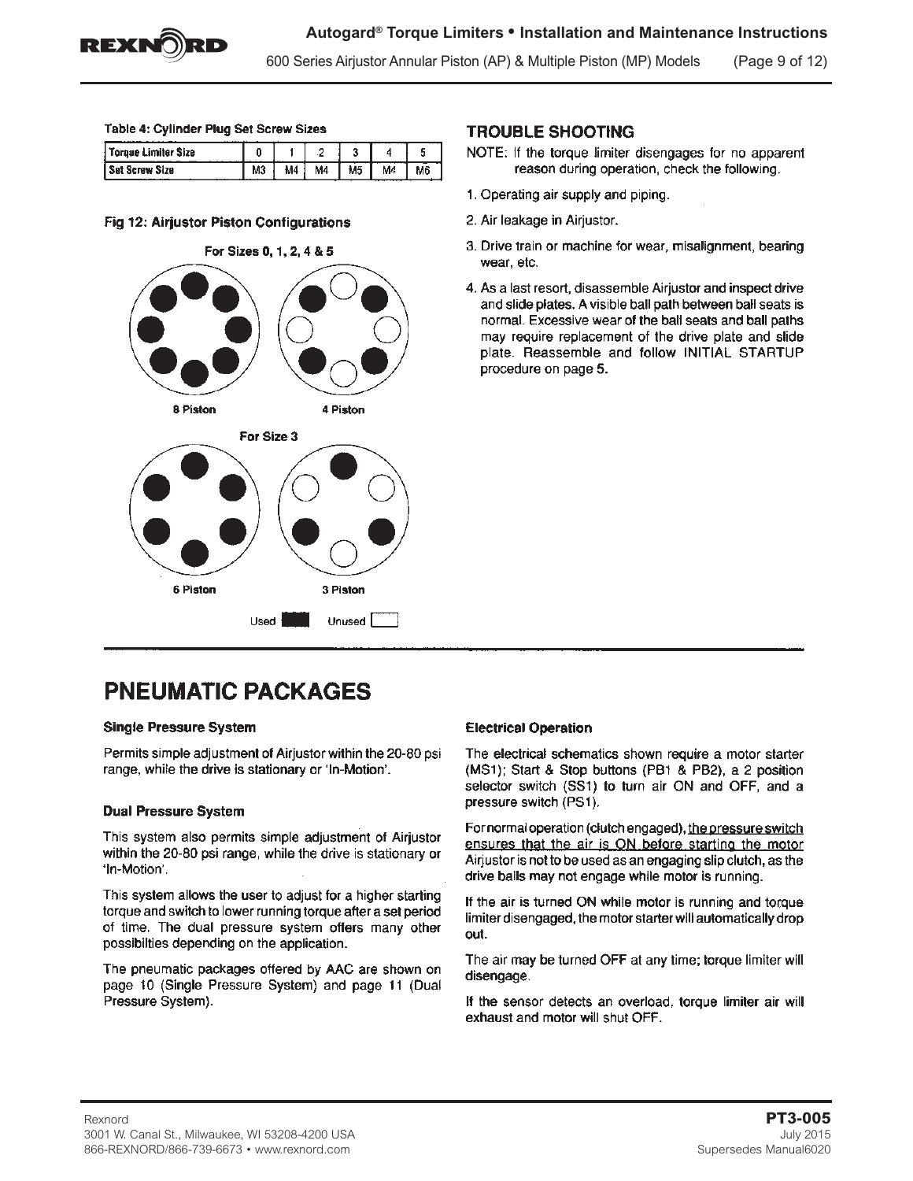Table 4: Cylinder Plug Set Screw Sizes

| Torque Limiter Size | 0 | 1 | 2 | 3 | 4 | 5 |
|---|---|---|---|---|---|---|
| Set Screw Size | M3 | M4 | M4 | M5 | M4 | M6 |

Fig 12: Airjustor Piston Configurations

For Sizes 0, 1, 2, 4 & 5

8 Piston

4 Piston

For Size 3

6 Piston

3 Piston

Used ■ Unused □

## TROUBLE SHOOTING

NOTE: If the torque limiter disengages for no apparent reason during operation, check the following.

1. Operating air supply and piping.
2. Air leakage in Airjustor.
3. Drive train or machine for wear, misalignment, bearing wear, etc.
4. As a last resort, disassemble Airjustor and inspect drive and slide plates. A visible ball path between ball seats is normal. Excessive wear of the ball seats and ball paths may require replacement of the drive plate and slide plate. Reassemble and follow INITIAL STARTUP procedure on page 5.

# PNEUMATIC PACKAGES

### Single Pressure System

Permits simple adjustment of Airjustor within the 20-80 psi range, while the drive is stationary or 'In-Motion'.

### Dual Pressure System

This system also permits simple adjustment of Airjustor within the 20-80 psi range, while the drive is stationary or 'In-Motion'.

This system allows the user to adjust for a higher starting torque and switch to lower running torque after a set period of time. The dual pressure system offers many other possibilties depending on the application.

The pneumatic packages offered by AAC are shown on page 10 (Single Pressure System) and page 11 (Dual Pressure System).

### Electrical Operation

The electrical schematics shown require a motor starter (MS1); Start & Stop buttons (PB1 & PB2), a 2 position selector switch (SS1) to turn air ON and OFF, and a pressure switch (PS1).

For normal operation (clutch engaged), <u>the pressure switch ensures that the air is ON before starting the motor</u> Airjustor is not to be used as an engaging slip clutch, as the drive balls may not engage while motor is running.

If the air is turned ON while motor is running and torque limiter disengaged, the motor starter will automatically drop out.

The air may be turned OFF at any time; torque limiter will disengage.

If the sensor detects an overload, torque limiter air will exhaust and motor will shut OFF.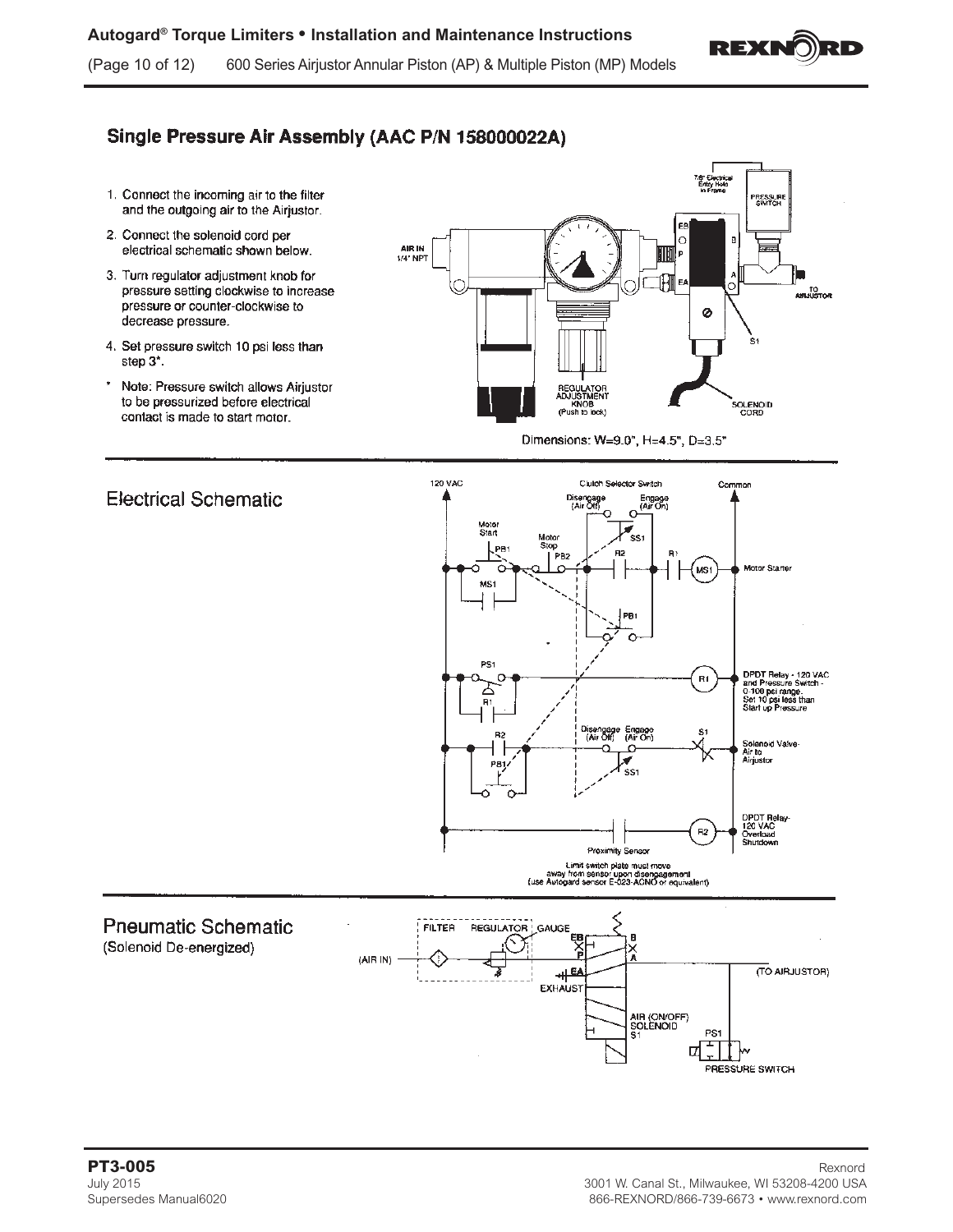## Single Pressure Air Assembly (AAC P/N 158000022A)

1. Connect the incoming air to the filter and the outgoing air to the Airjustor.
2. Connect the solenoid cord per electrical schematic shown below.
3. Turn regulator adjustment knob for pressure setting clockwise to increase pressure or counter-clockwise to decrease pressure.
4. Set pressure switch 10 psi less than step 3*.

\* Note: Pressure switch allows Airjustor to be pressurized before electrical contact is made to start motor.

Dimensions: W=9.0", H=4.5", D=3.5"

## Electrical Schematic

Limit switch plate must move away from sensor upon disengagement (use Autogard sensor E-523-ACNO or equivalent)

## Pneumatic Schematic

(Solenoid De-energized)

PT3-005
July 2015
Supersedes Manual6020

Rexnord
3001 W. Canal St., Milwaukee, WI 53208-4200 USA
866-REXNORD/866-739-6673 • www.rexnord.com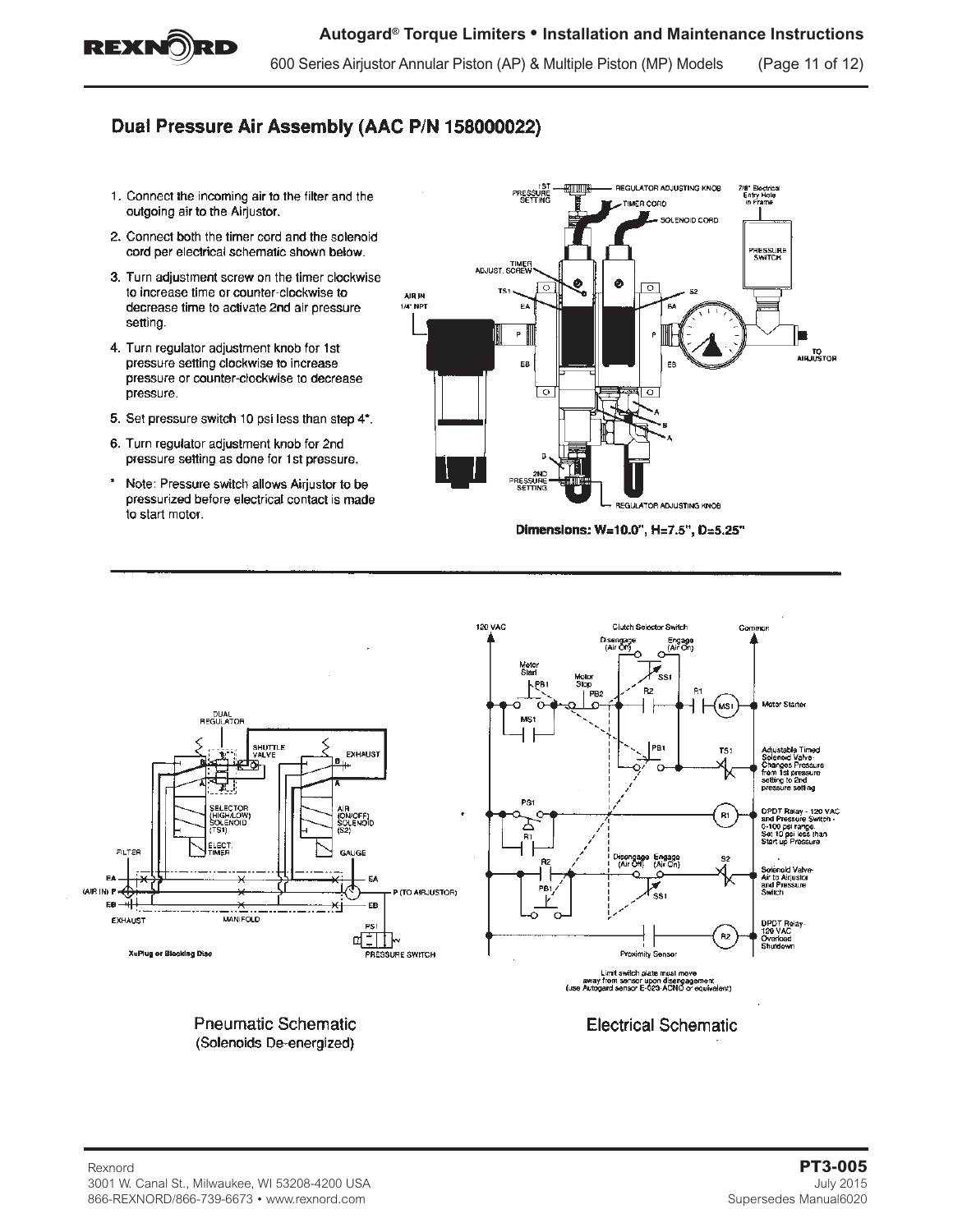## Dual Pressure Air Assembly (AAC P/N 158000022)

1. Connect the incoming air to the filter and the outgoing air to the Airjustor.
2. Connect both the timer cord and the solenoid cord per electrical schematic shown below.
3. Turn adjustment screw on the timer clockwise to increase time or counter-clockwise to decrease time to activate 2nd air pressure setting.
4. Turn regulator adjustment knob for 1st pressure setting clockwise to increase pressure or counter-clockwise to decrease pressure.
5. Set pressure switch 10 psi less than step 4*.
6. Turn regulator adjustment knob for 2nd pressure setting as done for 1st pressure.

\* Note: Pressure switch allows Airjustor to be pressurized before electrical contact is made to start motor.

Dimensions: W=10.0", H=7.5", D=5.25"

Pneumatic Schematic
(Solenoids De-energized)

Electrical Schematic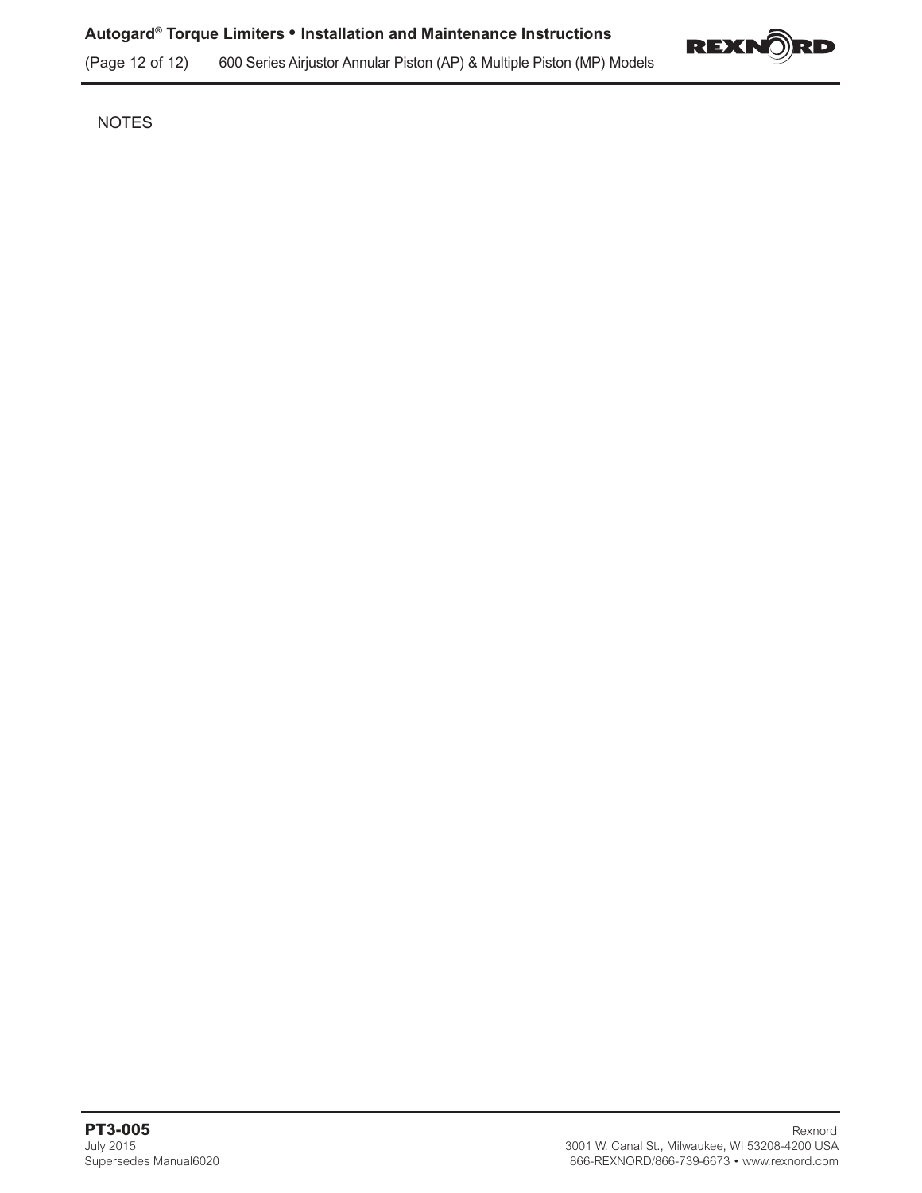NOTES

**PT3-005**
July 2015
Supersedes Manual6020

Rexnord
3001 W. Canal St., Milwaukee, WI 53208-4200 USA
866-REXNORD/866-739-6673 • www.rexnord.com